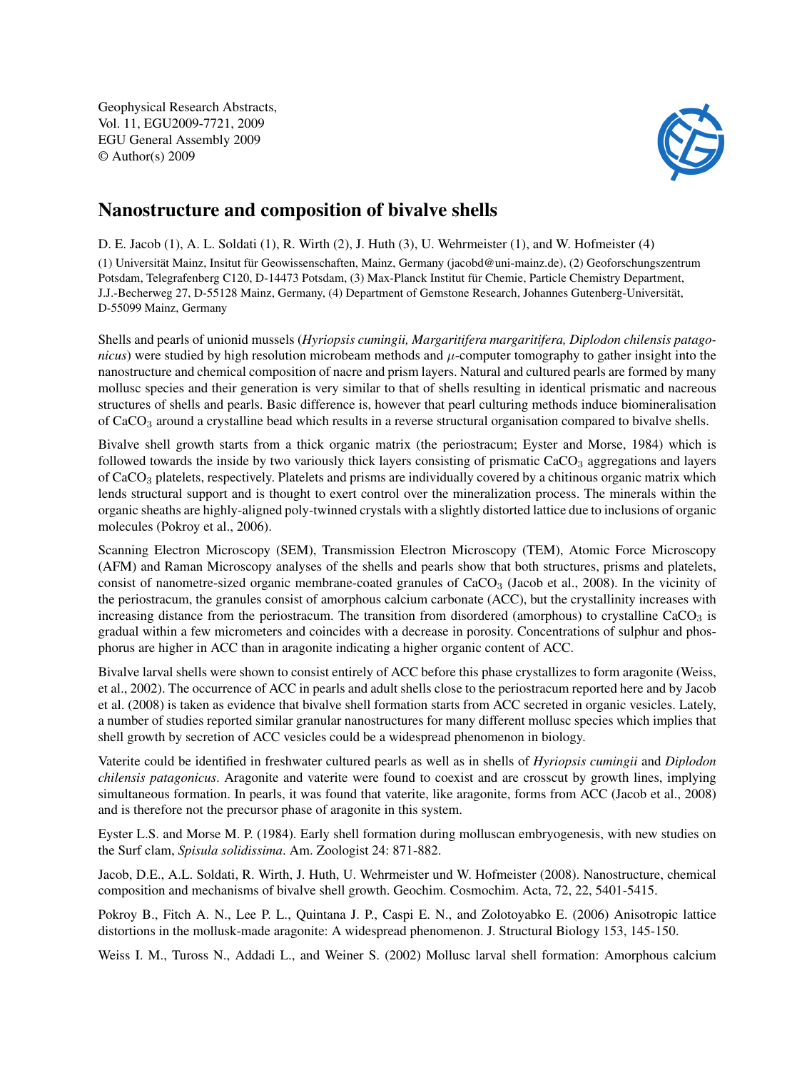Geophysical Research Abstracts,
Vol. 11, EGU2009-7721, 2009
EGU General Assembly 2009
© Author(s) 2009

# Nanostructure and composition of bivalve shells

D. E. Jacob (1), A. L. Soldati (1), R. Wirth (2), J. Huth (3), U. Wehrmeister (1), and W. Hofmeister (4)

(1) Universität Mainz, Insitut für Geowissenschaften, Mainz, Germany (jacobd@uni-mainz.de), (2) Geoforschungszentrum Potsdam, Telegrafenberg C120, D-14473 Potsdam, (3) Max-Planck Institut für Chemie, Particle Chemistry Department, J.J.-Becherweg 27, D-55128 Mainz, Germany, (4) Department of Gemstone Research, Johannes Gutenberg-Universität, D-55099 Mainz, Germany

Shells and pearls of unionid mussels (*Hyriopsis cumingii, Margaritifera margaritifera, Diplodon chilensis patagonicus*) were studied by high resolution microbeam methods and $\mu$-computer tomography to gather insight into the nanostructure and chemical composition of nacre and prism layers. Natural and cultured pearls are formed by many mollusc species and their generation is very similar to that of shells resulting in identical prismatic and nacreous structures of shells and pearls. Basic difference is, however that pearl culturing methods induce biomineralisation of $CaCO_3$ around a crystalline bead which results in a reverse structural organisation compared to bivalve shells.

Bivalve shell growth starts from a thick organic matrix (the periostracum; Eyster and Morse, 1984) which is followed towards the inside by two variously thick layers consisting of prismatic $CaCO_3$ aggregations and layers of $CaCO_3$ platelets, respectively. Platelets and prisms are individually covered by a chitinous organic matrix which lends structural support and is thought to exert control over the mineralization process. The minerals within the organic sheaths are highly-aligned poly-twinned crystals with a slightly distorted lattice due to inclusions of organic molecules (Pokroy et al., 2006).

Scanning Electron Microscopy (SEM), Transmission Electron Microscopy (TEM), Atomic Force Microscopy (AFM) and Raman Microscopy analyses of the shells and pearls show that both structures, prisms and platelets, consist of nanometre-sized organic membrane-coated granules of $CaCO_3$ (Jacob et al., 2008). In the vicinity of the periostracum, the granules consist of amorphous calcium carbonate (ACC), but the crystallinity increases with increasing distance from the periostracum. The transition from disordered (amorphous) to crystalline $CaCO_3$ is gradual within a few micrometers and coincides with a decrease in porosity. Concentrations of sulphur and phosphorus are higher in ACC than in aragonite indicating a higher organic content of ACC.

Bivalve larval shells were shown to consist entirely of ACC before this phase crystallizes to form aragonite (Weiss, et al., 2002). The occurrence of ACC in pearls and adult shells close to the periostracum reported here and by Jacob et al. (2008) is taken as evidence that bivalve shell formation starts from ACC secreted in organic vesicles. Lately, a number of studies reported similar granular nanostructures for many different mollusc species which implies that shell growth by secretion of ACC vesicles could be a widespread phenomenon in biology.

Vaterite could be identified in freshwater cultured pearls as well as in shells of *Hyriopsis cumingii* and *Diplodon chilensis patagonicus*. Aragonite and vaterite were found to coexist and are crosscut by growth lines, implying simultaneous formation. In pearls, it was found that vaterite, like aragonite, forms from ACC (Jacob et al., 2008) and is therefore not the precursor phase of aragonite in this system.

Eyster L.S. and Morse M. P. (1984). Early shell formation during molluscan embryogenesis, with new studies on the Surf clam, *Spisula solidissima*. Am. Zoologist 24: 871-882.

Jacob, D.E., A.L. Soldati, R. Wirth, J. Huth, U. Wehrmeister und W. Hofmeister (2008). Nanostructure, chemical composition and mechanisms of bivalve shell growth. Geochim. Cosmochim. Acta, 72, 22, 5401-5415.

Pokroy B., Fitch A. N., Lee P. L., Quintana J. P., Caspi E. N., and Zolotoyabko E. (2006) Anisotropic lattice distortions in the mollusk-made aragonite: A widespread phenomenon. J. Structural Biology 153, 145-150.

Weiss I. M., Tuross N., Addadi L., and Weiner S. (2002) Mollusc larval shell formation: Amorphous calcium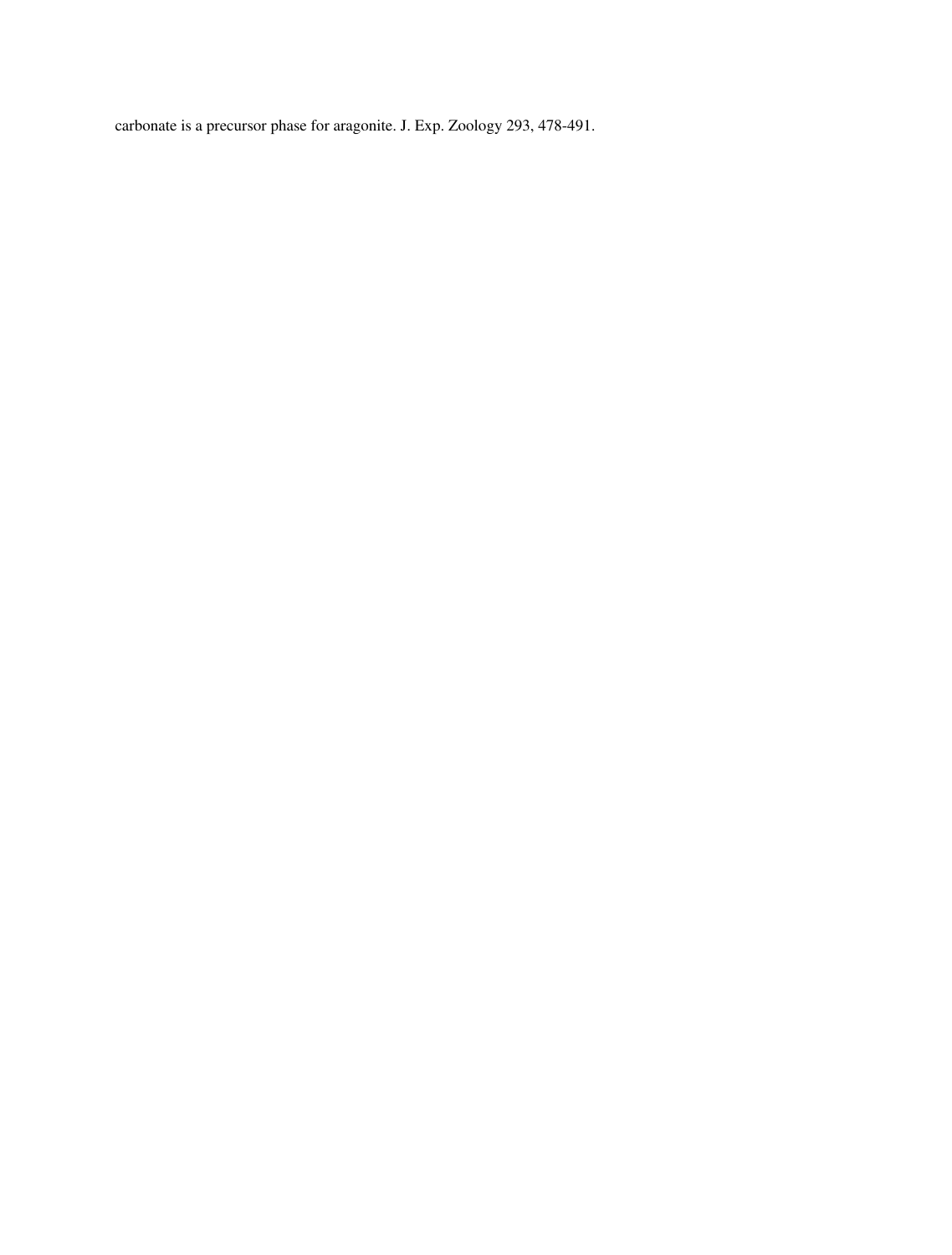carbonate is a precursor phase for aragonite. J. Exp. Zoology 293, 478-491.